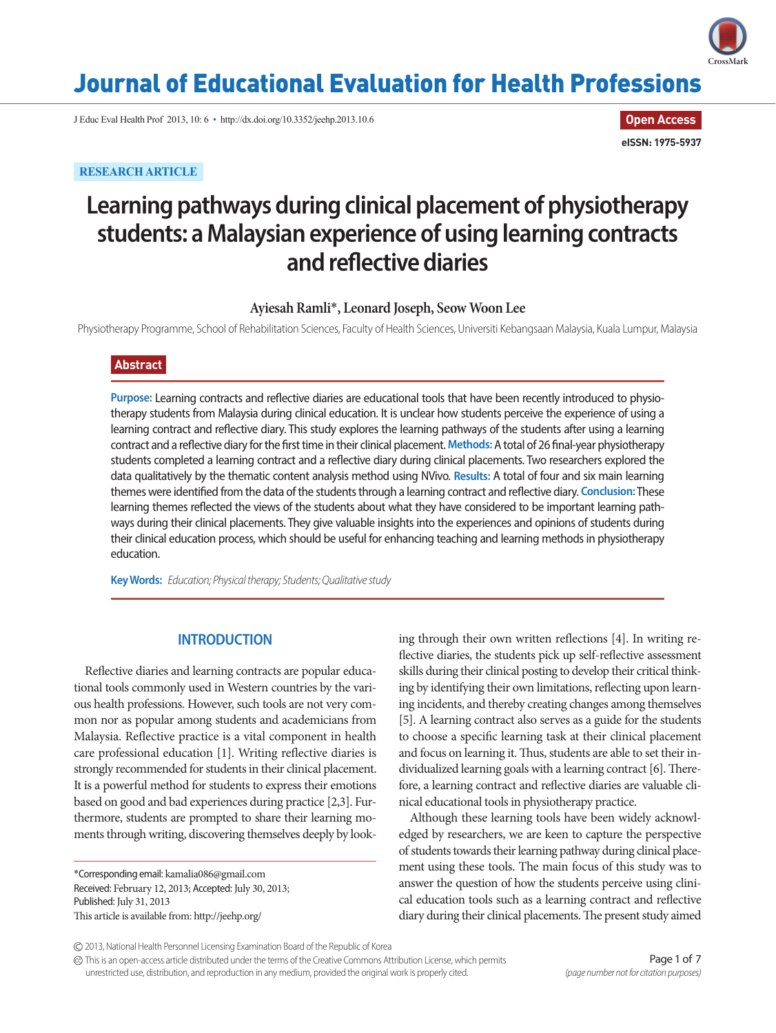RESEARCH ARTICLE

# Learning pathways during clinical placement of physiotherapy students: a Malaysian experience of using learning contracts and reflective diaries

**Ayiesah Ramli\*, Leonard Joseph, Seow Woon Lee**

Physiotherapy Programme, School of Rehabilitation Sciences, Faculty of Health Sciences, Universiti Kebangsaan Malaysia, Kuala Lumpur, Malaysia

## Abstract

**Purpose:** Learning contracts and reflective diaries are educational tools that have been recently introduced to physiotherapy students from Malaysia during clinical education. It is unclear how students perceive the experience of using a learning contract and reflective diary. This study explores the learning pathways of the students after using a learning contract and a reflective diary for the first time in their clinical placement. **Methods:** A total of 26 final-year physiotherapy students completed a learning contract and a reflective diary during clinical placements. Two researchers explored the data qualitatively by the thematic content analysis method using NVivo. **Results:** A total of four and six main learning themes were identified from the data of the students through a learning contract and reflective diary. **Conclusion:** These learning themes reflected the views of the students about what they have considered to be important learning pathways during their clinical placements. They give valuable insights into the experiences and opinions of students during their clinical education process, which should be useful for enhancing teaching and learning methods in physiotherapy education.

**Key Words:** *Education; Physical therapy; Students; Qualitative study*

## INTRODUCTION

Reflective diaries and learning contracts are popular educational tools commonly used in Western countries by the various health professions. However, such tools are not very common nor as popular among students and academicians from Malaysia. Reflective practice is a vital component in health care professional education [1]. Writing reflective diaries is strongly recommended for students in their clinical placement. It is a powerful method for students to express their emotions based on good and bad experiences during practice [2,3]. Furthermore, students are prompted to share their learning moments through writing, discovering themselves deeply by looking through their own written reflections [4]. In writing reflective diaries, the students pick up self-reflective assessment skills during their clinical posting to develop their critical thinking by identifying their own limitations, reflecting upon learning incidents, and thereby creating changes among themselves [5]. A learning contract also serves as a guide for the students to choose a specific learning task at their clinical placement and focus on learning it. Thus, students are able to set their individualized learning goals with a learning contract [6]. Therefore, a learning contract and reflective diaries are valuable clinical educational tools in physiotherapy practice.

Although these learning tools have been widely acknowledged by researchers, we are keen to capture the perspective of students towards their learning pathway during clinical placement using these tools. The main focus of this study was to answer the question of how the students perceive using clinical education tools such as a learning contract and reflective diary during their clinical placements. The present study aimed

\*Corresponding email: kamalia086@gmail.com
Received: February 12, 2013; Accepted: July 30, 2013;
Published: July 31, 2013
This article is available from: http://jeehp.org/

© 2013, National Health Personnel Licensing Examination Board of the Republic of Korea

This is an open-access article distributed under the terms of the Creative Commons Attribution License, which permits unrestricted use, distribution, and reproduction in any medium, provided the original work is properly cited.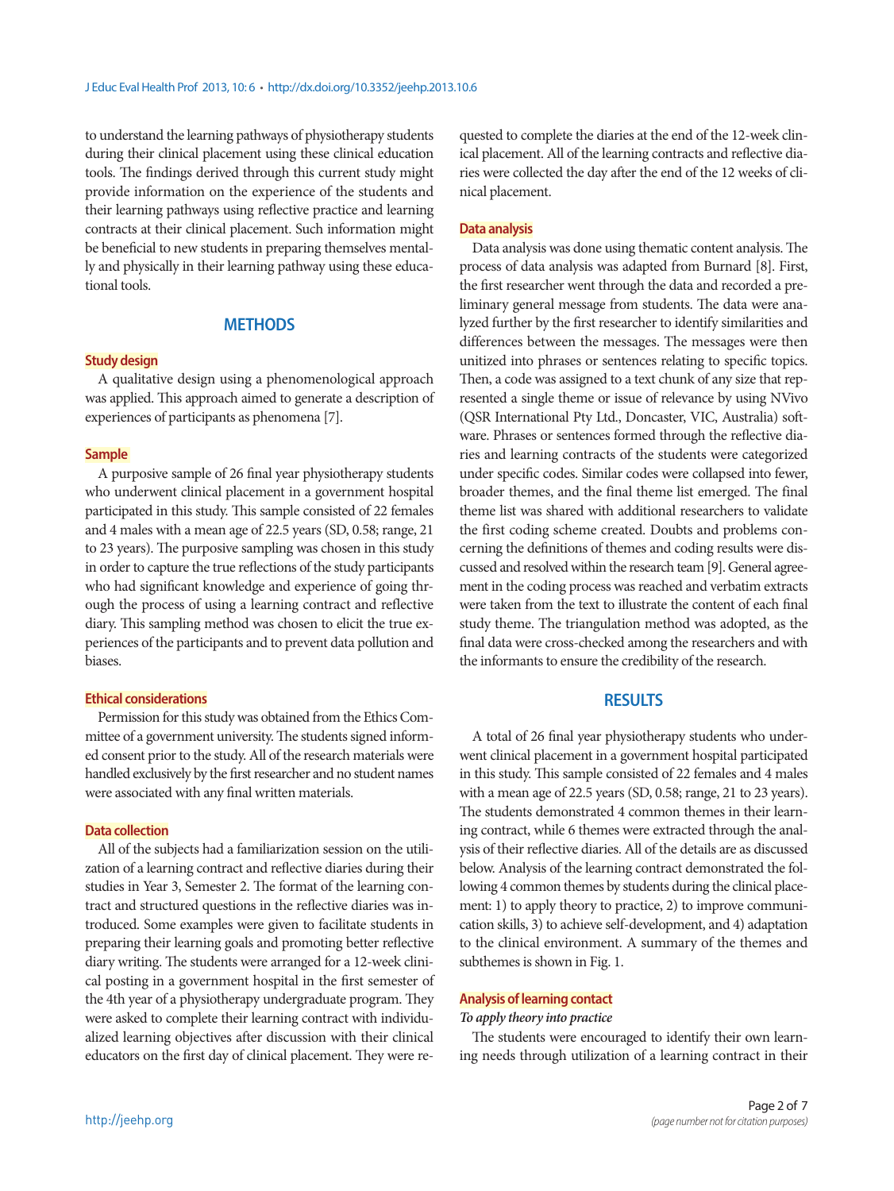to understand the learning pathways of physiotherapy students during their clinical placement using these clinical education tools. The findings derived through this current study might provide information on the experience of the students and their learning pathways using reflective practice and learning contracts at their clinical placement. Such information might be beneficial to new students in preparing themselves mentally and physically in their learning pathway using these educational tools.

## METHODS

### Study design

A qualitative design using a phenomenological approach was applied. This approach aimed to generate a description of experiences of participants as phenomena [7].

### Sample

A purposive sample of 26 final year physiotherapy students who underwent clinical placement in a government hospital participated in this study. This sample consisted of 22 females and 4 males with a mean age of 22.5 years (SD, 0.58; range, 21 to 23 years). The purposive sampling was chosen in this study in order to capture the true reflections of the study participants who had significant knowledge and experience of going through the process of using a learning contract and reflective diary. This sampling method was chosen to elicit the true experiences of the participants and to prevent data pollution and biases.

### Ethical considerations

Permission for this study was obtained from the Ethics Committee of a government university. The students signed informed consent prior to the study. All of the research materials were handled exclusively by the first researcher and no student names were associated with any final written materials.

### Data collection

All of the subjects had a familiarization session on the utilization of a learning contract and reflective diaries during their studies in Year 3, Semester 2. The format of the learning contract and structured questions in the reflective diaries was introduced. Some examples were given to facilitate students in preparing their learning goals and promoting better reflective diary writing. The students were arranged for a 12-week clinical posting in a government hospital in the first semester of the 4th year of a physiotherapy undergraduate program. They were asked to complete their learning contract with individualized learning objectives after discussion with their clinical educators on the first day of clinical placement. They were requested to complete the diaries at the end of the 12-week clinical placement. All of the learning contracts and reflective diaries were collected the day after the end of the 12 weeks of clinical placement.

### Data analysis

Data analysis was done using thematic content analysis. The process of data analysis was adapted from Burnard [8]. First, the first researcher went through the data and recorded a preliminary general message from students. The data were analyzed further by the first researcher to identify similarities and differences between the messages. The messages were then unitized into phrases or sentences relating to specific topics. Then, a code was assigned to a text chunk of any size that represented a single theme or issue of relevance by using NVivo (QSR International Pty Ltd., Doncaster, VIC, Australia) software. Phrases or sentences formed through the reflective diaries and learning contracts of the students were categorized under specific codes. Similar codes were collapsed into fewer, broader themes, and the final theme list emerged. The final theme list was shared with additional researchers to validate the first coding scheme created. Doubts and problems concerning the definitions of themes and coding results were discussed and resolved within the research team [9]. General agreement in the coding process was reached and verbatim extracts were taken from the text to illustrate the content of each final study theme. The triangulation method was adopted, as the final data were cross-checked among the researchers and with the informants to ensure the credibility of the research.

## RESULTS

A total of 26 final year physiotherapy students who underwent clinical placement in a government hospital participated in this study. This sample consisted of 22 females and 4 males with a mean age of 22.5 years (SD, 0.58; range, 21 to 23 years). The students demonstrated 4 common themes in their learning contract, while 6 themes were extracted through the analysis of their reflective diaries. All of the details are as discussed below. Analysis of the learning contract demonstrated the following 4 common themes by students during the clinical placement: 1) to apply theory to practice, 2) to improve communication skills, 3) to achieve self-development, and 4) adaptation to the clinical environment. A summary of the themes and subthemes is shown in Fig. 1.

### Analysis of learning contact

***To apply theory into practice***

The students were encouraged to identify their own learning needs through utilization of a learning contract in their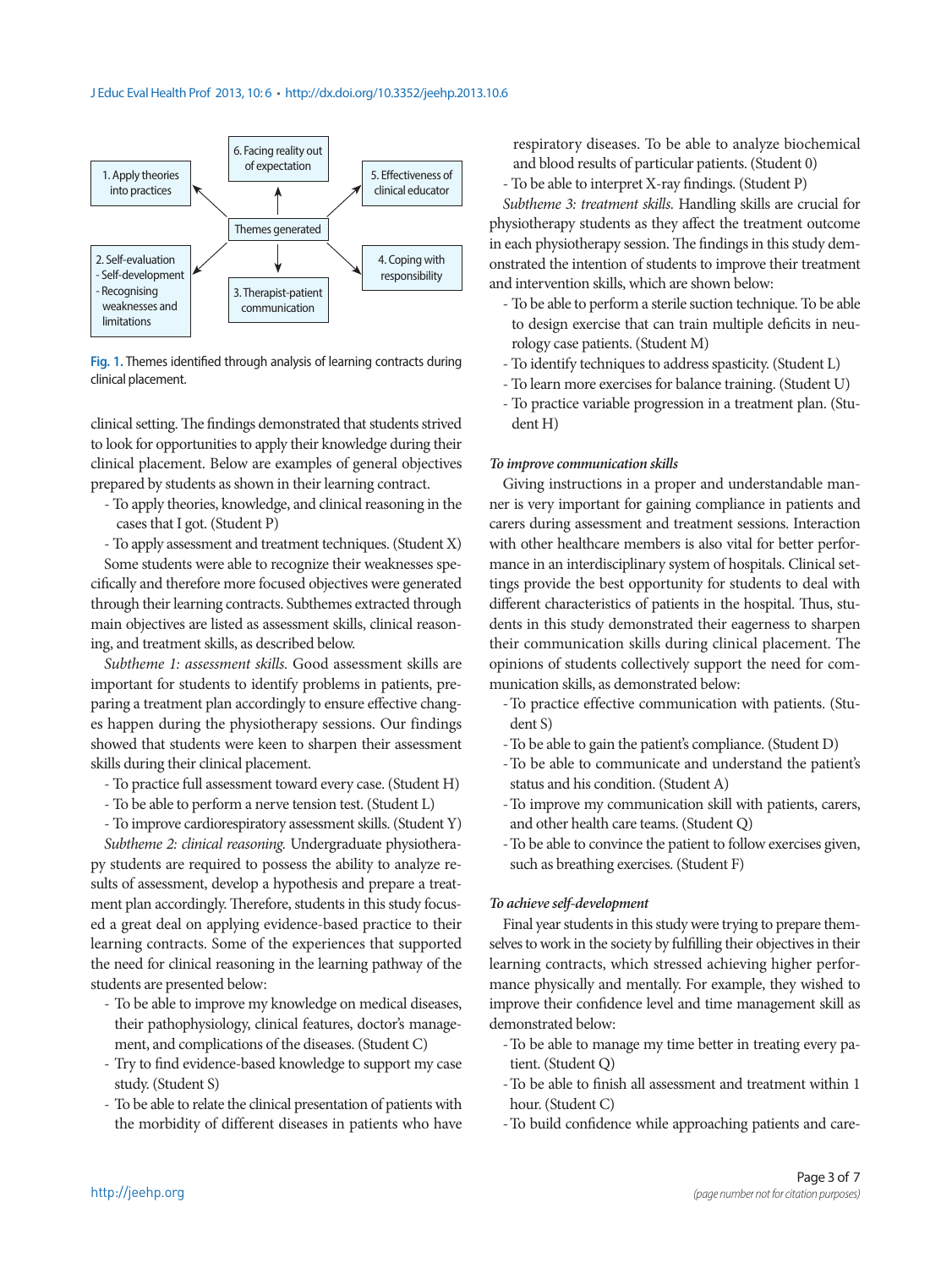Fig. 1. Themes identified through analysis of learning contracts during clinical placement.

clinical setting. The findings demonstrated that students strived to look for opportunities to apply their knowledge during their clinical placement. Below are examples of general objectives prepared by students as shown in their learning contract.

- To apply theories, knowledge, and clinical reasoning in the cases that I got. (Student P)
- To apply assessment and treatment techniques. (Student X)

Some students were able to recognize their weaknesses specifically and therefore more focused objectives were generated through their learning contracts. Subthemes extracted through main objectives are listed as assessment skills, clinical reasoning, and treatment skills, as described below.

*Subtheme 1: assessment skills.* Good assessment skills are important for students to identify problems in patients, preparing a treatment plan accordingly to ensure effective changes happen during the physiotherapy sessions. Our findings showed that students were keen to sharpen their assessment skills during their clinical placement.

- To practice full assessment toward every case. (Student H)
- To be able to perform a nerve tension test. (Student L)
- To improve cardiorespiratory assessment skills. (Student Y)

*Subtheme 2: clinical reasoning.* Undergraduate physiotherapy students are required to possess the ability to analyze results of assessment, develop a hypothesis and prepare a treatment plan accordingly. Therefore, students in this study focused a great deal on applying evidence-based practice to their learning contracts. Some of the experiences that supported the need for clinical reasoning in the learning pathway of the students are presented below:

- To be able to improve my knowledge on medical diseases, their pathophysiology, clinical features, doctor's management, and complications of the diseases. (Student C)
- Try to find evidence-based knowledge to support my case study. (Student S)
- To be able to relate the clinical presentation of patients with the morbidity of different diseases in patients who have respiratory diseases. To be able to analyze biochemical and blood results of particular patients. (Student 0)
- To be able to interpret X-ray findings. (Student P)

*Subtheme 3: treatment skills.* Handling skills are crucial for physiotherapy students as they affect the treatment outcome in each physiotherapy session. The findings in this study demonstrated the intention of students to improve their treatment and intervention skills, which are shown below:

- To be able to perform a sterile suction technique. To be able to design exercise that can train multiple deficits in neurology case patients. (Student M)
- To identify techniques to address spasticity. (Student L)
- To learn more exercises for balance training. (Student U)
- To practice variable progression in a treatment plan. (Student H)

#### *To improve communication skills*

Giving instructions in a proper and understandable manner is very important for gaining compliance in patients and carers during assessment and treatment sessions. Interaction with other healthcare members is also vital for better performance in an interdisciplinary system of hospitals. Clinical settings provide the best opportunity for students to deal with different characteristics of patients in the hospital. Thus, students in this study demonstrated their eagerness to sharpen their communication skills during clinical placement. The opinions of students collectively support the need for communication skills, as demonstrated below:

- To practice effective communication with patients. (Student S)
- To be able to gain the patient's compliance. (Student D)
- To be able to communicate and understand the patient's status and his condition. (Student A)
- To improve my communication skill with patients, carers, and other health care teams. (Student Q)
- To be able to convince the patient to follow exercises given, such as breathing exercises. (Student F)

#### *To achieve self-development*

Final year students in this study were trying to prepare themselves to work in the society by fulfilling their objectives in their learning contracts, which stressed achieving higher performance physically and mentally. For example, they wished to improve their confidence level and time management skill as demonstrated below:

- To be able to manage my time better in treating every patient. (Student Q)
- To be able to finish all assessment and treatment within 1 hour. (Student C)
- To build confidence while approaching patients and care-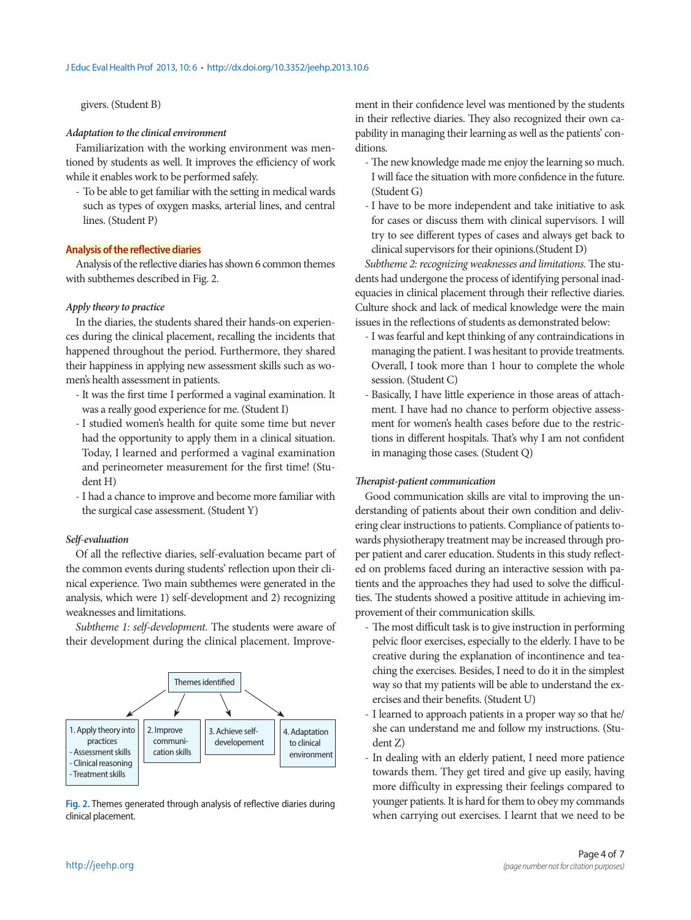givers. (Student B)

*Adaptation to the clinical environment*

Familiarization with the working environment was mentioned by students as well. It improves the efficiency of work while it enables work to be performed safely.

- To be able to get familiar with the setting in medical wards such as types of oxygen masks, arterial lines, and central lines. (Student P)

## Analysis of the reflective diaries

Analysis of the reflective diaries has shown 6 common themes with subthemes described in Fig. 2.

*Apply theory to practice*

In the diaries, the students shared their hands-on experiences during the clinical placement, recalling the incidents that happened throughout the period. Furthermore, they shared their happiness in applying new assessment skills such as women's health assessment in patients.

- It was the first time I performed a vaginal examination. It was a really good experience for me. (Student I)
- I studied women's health for quite some time but never had the opportunity to apply them in a clinical situation. Today, I learned and performed a vaginal examination and perineometer measurement for the first time! (Student H)
- I had a chance to improve and become more familiar with the surgical case assessment. (Student Y)

*Self-evaluation*

Of all the reflective diaries, self-evaluation became part of the common events during students' reflection upon their clinical experience. Two main subthemes were generated in the analysis, which were 1) self-development and 2) recognizing weaknesses and limitations.

*Subtheme 1: self-development.* The students were aware of their development during the clinical placement. Improvement in their confidence level was mentioned by the students in their reflective diaries. They also recognized their own capability in managing their learning as well as the patients' conditions.

- The new knowledge made me enjoy the learning so much. I will face the situation with more confidence in the future. (Student G)
- I have to be more independent and take initiative to ask for cases or discuss them with clinical supervisors. I will try to see different types of cases and always get back to clinical supervisors for their opinions.(Student D)

*Subtheme 2: recognizing weaknesses and limitations.* The students had undergone the process of identifying personal inadequacies in clinical placement through their reflective diaries. Culture shock and lack of medical knowledge were the main issues in the reflections of students as demonstrated below:

- I was fearful and kept thinking of any contraindications in managing the patient. I was hesitant to provide treatments. Overall, I took more than 1 hour to complete the whole session. (Student C)
- Basically, I have little experience in those areas of attachment. I have had no chance to perform objective assessment for women's health cases before due to the restrictions in different hospitals. That's why I am not confident in managing those cases. (Student Q)

Themes identified

1. Apply theory into practices
   - Assessment skills
   - Clinical reasoning
   - Treatment skills
2. Improve communication skills
3. Achieve self-developement
4. Adaptation to clinical environment

Fig. 2. Themes generated through analysis of reflective diaries during clinical placement.

*Therapist-patient communication*

Good communication skills are vital to improving the understanding of patients about their own condition and delivering clear instructions to patients. Compliance of patients towards physiotherapy treatment may be increased through proper patient and carer education. Students in this study reflected on problems faced during an interactive session with patients and the approaches they had used to solve the difficulties. The students showed a positive attitude in achieving improvement of their communication skills.

- The most difficult task is to give instruction in performing pelvic floor exercises, especially to the elderly. I have to be creative during the explanation of incontinence and teaching the exercises. Besides, I need to do it in the simplest way so that my patients will be able to understand the exercises and their benefits. (Student U)
- I learned to approach patients in a proper way so that he/she can understand me and follow my instructions. (Student Z)
- In dealing with an elderly patient, I need more patience towards them. They get tired and give up easily, having more difficulty in expressing their feelings compared to younger patients. It is hard for them to obey my commands when carrying out exercises. I learnt that we need to be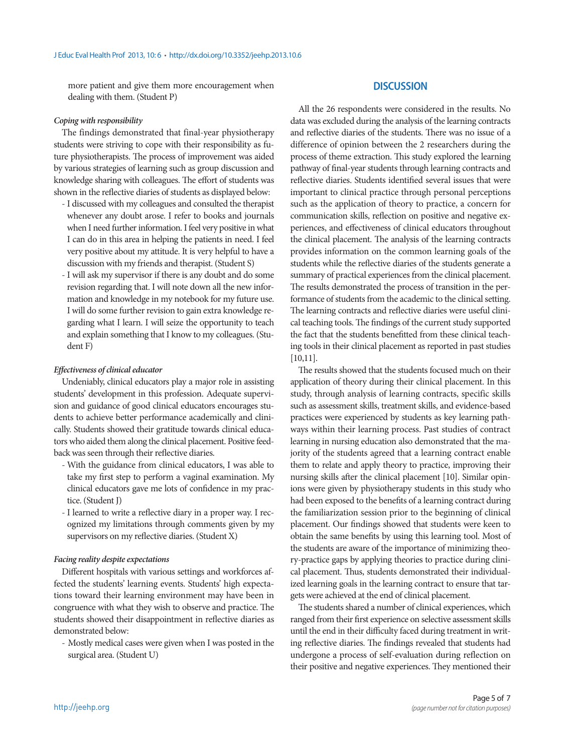more patient and give them more encouragement when dealing with them. (Student P)

***Coping with responsibility***

The findings demonstrated that final-year physiotherapy students were striving to cope with their responsibility as future physiotherapists. The process of improvement was aided by various strategies of learning such as group discussion and knowledge sharing with colleagues. The effort of students was shown in the reflective diaries of students as displayed below:

- I discussed with my colleagues and consulted the therapist whenever any doubt arose. I refer to books and journals when I need further information. I feel very positive in what I can do in this area in helping the patients in need. I feel very positive about my attitude. It is very helpful to have a discussion with my friends and therapist. (Student S)
- I will ask my supervisor if there is any doubt and do some revision regarding that. I will note down all the new information and knowledge in my notebook for my future use. I will do some further revision to gain extra knowledge regarding what I learn. I will seize the opportunity to teach and explain something that I know to my colleagues. (Student F)

***Effectiveness of clinical educator***

Undeniably, clinical educators play a major role in assisting students' development in this profession. Adequate supervision and guidance of good clinical educators encourages students to achieve better performance academically and clinically. Students showed their gratitude towards clinical educators who aided them along the clinical placement. Positive feedback was seen through their reflective diaries.

- With the guidance from clinical educators, I was able to take my first step to perform a vaginal examination. My clinical educators gave me lots of confidence in my practice. (Student J)
- I learned to write a reflective diary in a proper way. I recognized my limitations through comments given by my supervisors on my reflective diaries. (Student X)

***Facing reality despite expectations***

Different hospitals with various settings and workforces affected the students' learning events. Students' high expectations toward their learning environment may have been in congruence with what they wish to observe and practice. The students showed their disappointment in reflective diaries as demonstrated below:

- Mostly medical cases were given when I was posted in the surgical area. (Student U)

## DISCUSSION

All the 26 respondents were considered in the results. No data was excluded during the analysis of the learning contracts and reflective diaries of the students. There was no issue of a difference of opinion between the 2 researchers during the process of theme extraction. This study explored the learning pathway of final-year students through learning contracts and reflective diaries. Students identified several issues that were important to clinical practice through personal perceptions such as the application of theory to practice, a concern for communication skills, reflection on positive and negative experiences, and effectiveness of clinical educators throughout the clinical placement. The analysis of the learning contracts provides information on the common learning goals of the students while the reflective diaries of the students generate a summary of practical experiences from the clinical placement. The results demonstrated the process of transition in the performance of students from the academic to the clinical setting. The learning contracts and reflective diaries were useful clinical teaching tools. The findings of the current study supported the fact that the students benefitted from these clinical teaching tools in their clinical placement as reported in past studies [10,11].

The results showed that the students focused much on their application of theory during their clinical placement. In this study, through analysis of learning contracts, specific skills such as assessment skills, treatment skills, and evidence-based practices were experienced by students as key learning pathways within their learning process. Past studies of contract learning in nursing education also demonstrated that the majority of the students agreed that a learning contract enable them to relate and apply theory to practice, improving their nursing skills after the clinical placement [10]. Similar opinions were given by physiotherapy students in this study who had been exposed to the benefits of a learning contract during the familiarization session prior to the beginning of clinical placement. Our findings showed that students were keen to obtain the same benefits by using this learning tool. Most of the students are aware of the importance of minimizing theory-practice gaps by applying theories to practice during clinical placement. Thus, students demonstrated their individualized learning goals in the learning contract to ensure that targets were achieved at the end of clinical placement.

The students shared a number of clinical experiences, which ranged from their first experience on selective assessment skills until the end in their difficulty faced during treatment in writing reflective diaries. The findings revealed that students had undergone a process of self-evaluation during reflection on their positive and negative experiences. They mentioned their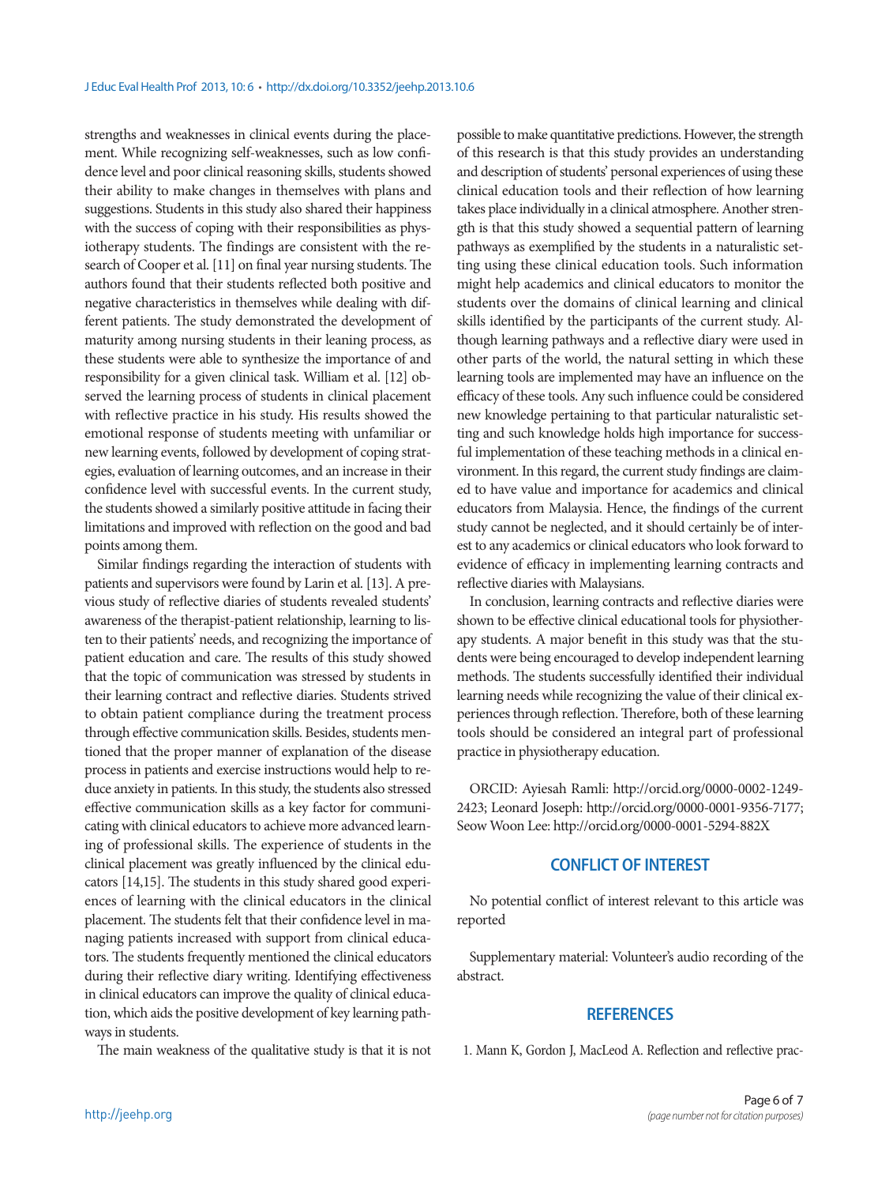strengths and weaknesses in clinical events during the placement. While recognizing self-weaknesses, such as low confidence level and poor clinical reasoning skills, students showed their ability to make changes in themselves with plans and suggestions. Students in this study also shared their happiness with the success of coping with their responsibilities as physiotherapy students. The findings are consistent with the research of Cooper et al. [11] on final year nursing students. The authors found that their students reflected both positive and negative characteristics in themselves while dealing with different patients. The study demonstrated the development of maturity among nursing students in their leaning process, as these students were able to synthesize the importance of and responsibility for a given clinical task. William et al. [12] observed the learning process of students in clinical placement with reflective practice in his study. His results showed the emotional response of students meeting with unfamiliar or new learning events, followed by development of coping strategies, evaluation of learning outcomes, and an increase in their confidence level with successful events. In the current study, the students showed a similarly positive attitude in facing their limitations and improved with reflection on the good and bad points among them.

Similar findings regarding the interaction of students with patients and supervisors were found by Larin et al. [13]. A previous study of reflective diaries of students revealed students' awareness of the therapist-patient relationship, learning to listen to their patients' needs, and recognizing the importance of patient education and care. The results of this study showed that the topic of communication was stressed by students in their learning contract and reflective diaries. Students strived to obtain patient compliance during the treatment process through effective communication skills. Besides, students mentioned that the proper manner of explanation of the disease process in patients and exercise instructions would help to reduce anxiety in patients. In this study, the students also stressed effective communication skills as a key factor for communicating with clinical educators to achieve more advanced learning of professional skills. The experience of students in the clinical placement was greatly influenced by the clinical educators [14,15]. The students in this study shared good experiences of learning with the clinical educators in the clinical placement. The students felt that their confidence level in managing patients increased with support from clinical educators. The students frequently mentioned the clinical educators during their reflective diary writing. Identifying effectiveness in clinical educators can improve the quality of clinical education, which aids the positive development of key learning pathways in students.

The main weakness of the qualitative study is that it is not possible to make quantitative predictions. However, the strength of this research is that this study provides an understanding and description of students' personal experiences of using these clinical education tools and their reflection of how learning takes place individually in a clinical atmosphere. Another strength is that this study showed a sequential pattern of learning pathways as exemplified by the students in a naturalistic setting using these clinical education tools. Such information might help academics and clinical educators to monitor the students over the domains of clinical learning and clinical skills identified by the participants of the current study. Although learning pathways and a reflective diary were used in other parts of the world, the natural setting in which these learning tools are implemented may have an influence on the efficacy of these tools. Any such influence could be considered new knowledge pertaining to that particular naturalistic setting and such knowledge holds high importance for successful implementation of these teaching methods in a clinical environment. In this regard, the current study findings are claimed to have value and importance for academics and clinical educators from Malaysia. Hence, the findings of the current study cannot be neglected, and it should certainly be of interest to any academics or clinical educators who look forward to evidence of efficacy in implementing learning contracts and reflective diaries with Malaysians.

In conclusion, learning contracts and reflective diaries were shown to be effective clinical educational tools for physiotherapy students. A major benefit in this study was that the students were being encouraged to develop independent learning methods. The students successfully identified their individual learning needs while recognizing the value of their clinical experiences through reflection. Therefore, both of these learning tools should be considered an integral part of professional practice in physiotherapy education.

ORCID: Ayiesah Ramli: http://orcid.org/0000-0002-1249-2423; Leonard Joseph: http://orcid.org/0000-0001-9356-7177; Seow Woon Lee: http://orcid.org/0000-0001-5294-882X

## CONFLICT OF INTEREST

No potential conflict of interest relevant to this article was reported

Supplementary material: Volunteer's audio recording of the abstract.

## REFERENCES

1. Mann K, Gordon J, MacLeod A. Reflection and reflective prac-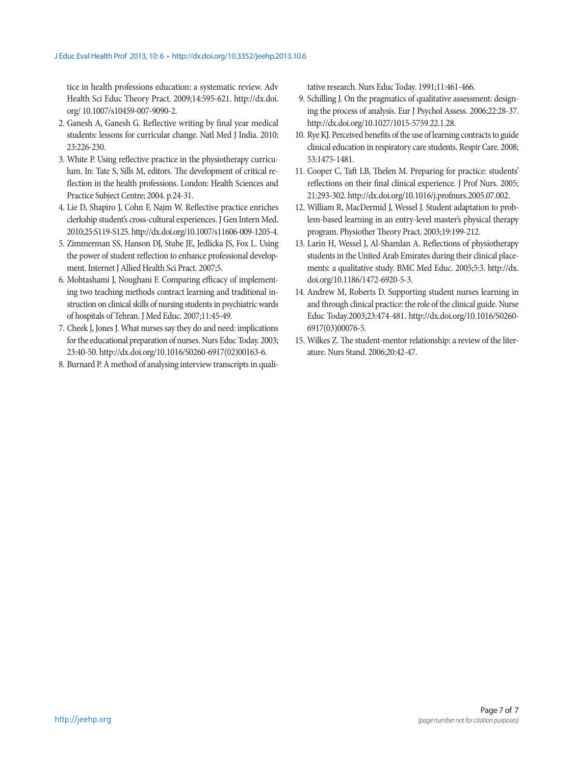tice in health professions education: a systematic review. Adv Health Sci Educ Theory Pract. 2009;14:595-621. http://dx.doi.org/ 10.1007/s10459-007-9090-2.

2. Ganesh A, Ganesh G. Reflective writing by final year medical students: lessons for curricular change. Natl Med J India. 2010; 23:226-230.
3. White P. Using reflective practice in the physiotherapy curriculum. In: Tate S, Sills M, editors. The development of critical reflection in the health professions. London: Health Sciences and Practice Subject Centre; 2004. p.24-31.
4. Lie D, Shapiro J, Cohn F, Najm W. Reflective practice enriches clerkship student's cross-cultural experiences. J Gen Intern Med. 2010;25:S119-S125. http://dx.doi.org/10.1007/s11606-009-1205-4.
5. Zimmerman SS, Hanson DJ, Stube JE, Jedlicka JS, Fox L. Using the power of student reflection to enhance professional development. Internet J Allied Health Sci Pract. 2007;5.
6. Mohtashami J, Noughani F. Comparing efficacy of implementing two teaching methods contract learning and traditional instruction on clinical skills of nursing students in psychiatric wards of hospitals of Tehran. J Med Educ. 2007;11:45-49.
7. Cheek J, Jones J. What nurses say they do and need: implications for the educational preparation of nurses. Nurs Educ Today. 2003; 23:40-50. http://dx.doi.org/10.1016/S0260-6917(02)00163-6.
8. Burnard P. A method of analysing interview transcripts in qualitative research. Nurs Educ Today. 1991;11:461-466.
9. Schilling J. On the pragmatics of qualitative assessment: designing the process of analysis. Eur J Psychol Assess. 2006;22:28-37. http://dx.doi.org/10.1027/1015-5759.22.1.28.
10. Rye KJ. Perceived benefits of the use of learning contracts to guide clinical education in respiratory care students. Respir Care. 2008; 53:1475-1481.
11. Cooper C, Taft LB, Thelen M. Preparing for practice: students' reflections on their final clinical experience. J Prof Nurs. 2005; 21:293-302. http://dx.doi.org/10.1016/j.profnurs.2005.07.002.
12. William R, MacDermid J, Wessel J. Student adaptation to problem-based learning in an entry-level master's physical therapy program. Physiother Theory Pract. 2003;19:199-212.
13. Larin H, Wessel J, Al-Shamlan A. Reflections of physiotherapy students in the United Arab Emirates during their clinical placements: a qualitative study. BMC Med Educ. 2005;5:3. http://dx.doi.org/10.1186/1472-6920-5-3.
14. Andrew M, Roberts D. Supporting student nurses learning in and through clinical practice: the role of the clinical guide. Nurse Educ Today.2003;23:474-481. http://dx.doi.org/10.1016/S0260-6917(03)00076-5.
15. Wilkes Z. The student-mentor relationship: a review of the literature. Nurs Stand. 2006;20:42-47.